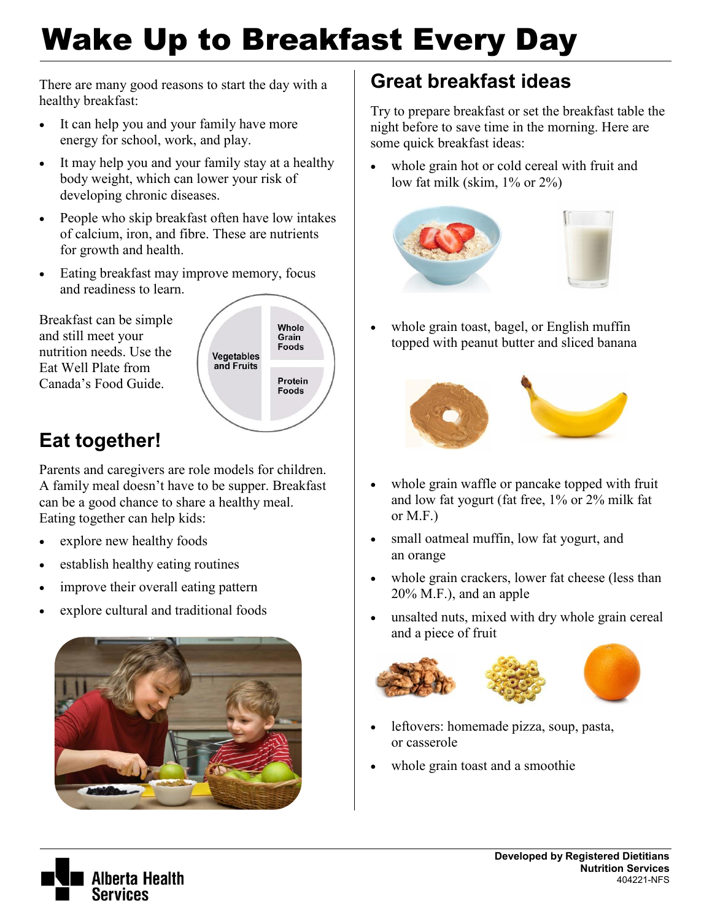# Wake Up to Breakfast Every Day

There are many good reasons to start the day with a healthy breakfast:

- It can help you and your family have more energy for school, work, and play.
- It may help you and your family stay at a healthy body weight, which can lower your risk of developing chronic diseases.
- People who skip breakfast often have low intakes of calcium, iron, and fibre. These are nutrients for growth and health.
- Eating breakfast may improve memory, focus and readiness to learn.

Breakfast can be simple and still meet your nutrition needs. Use the Eat Well Plate from Canada's Food Guide.

Vegetables and Fruits

Whole Grain Foods

Protein Foods

## Eat together!

Parents and caregivers are role models for children. A family meal doesn't have to be supper. Breakfast can be a good chance to share a healthy meal. Eating together can help kids:

- explore new healthy foods
- establish healthy eating routines
- improve their overall eating pattern
- explore cultural and traditional foods

## Great breakfast ideas

Try to prepare breakfast or set the breakfast table the night before to save time in the morning. Here are some quick breakfast ideas:

- whole grain hot or cold cereal with fruit and low fat milk (skim, 1% or 2%)
- whole grain toast, bagel, or English muffin topped with peanut butter and sliced banana
- whole grain waffle or pancake topped with fruit and low fat yogurt (fat free, 1% or 2% milk fat or M.F.)
- small oatmeal muffin, low fat yogurt, and an orange
- whole grain crackers, lower fat cheese (less than 20% M.F.), and an apple
- unsalted nuts, mixed with dry whole grain cereal and a piece of fruit
- leftovers: homemade pizza, soup, pasta, or casserole
- whole grain toast and a smoothie

Developed by Registered Dietitians
Nutrition Services
404221-NFS

Alberta Health Services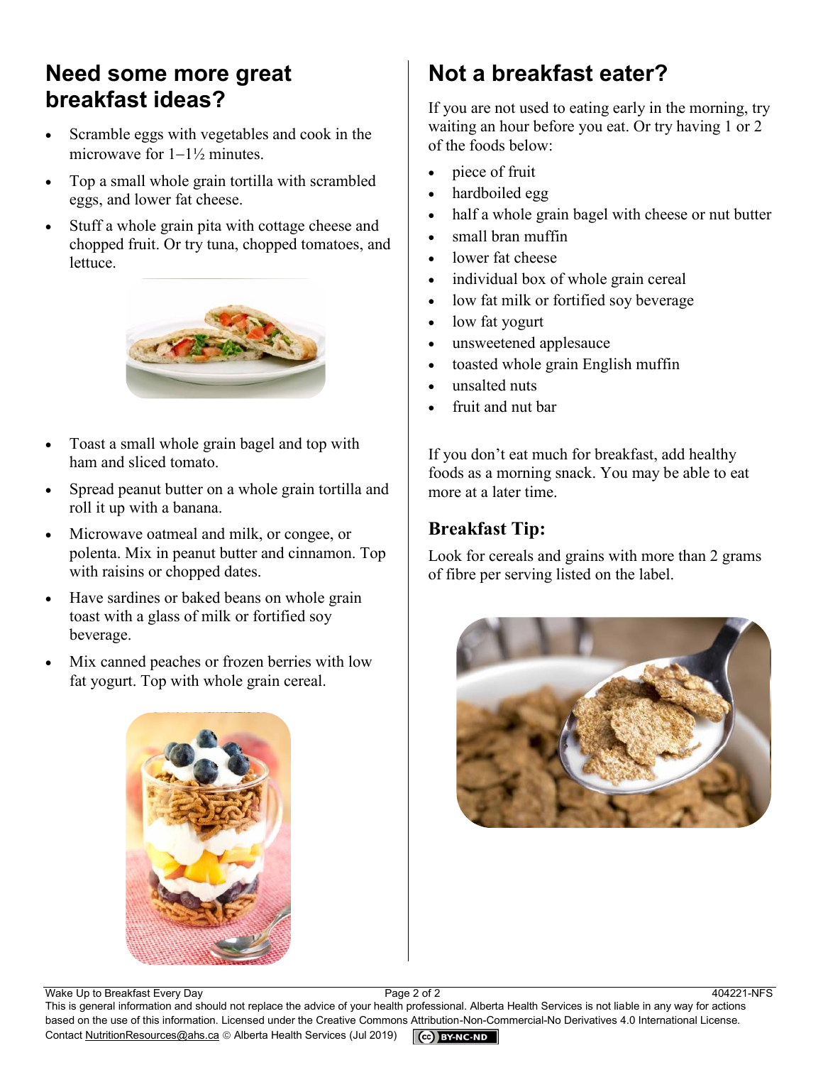## Need some more great breakfast ideas?

- Scramble eggs with vegetables and cook in the microwave for 1–1½ minutes.
- Top a small whole grain tortilla with scrambled eggs, and lower fat cheese.
- Stuff a whole grain pita with cottage cheese and chopped fruit. Or try tuna, chopped tomatoes, and lettuce.
- Toast a small whole grain bagel and top with ham and sliced tomato.
- Spread peanut butter on a whole grain tortilla and roll it up with a banana.
- Microwave oatmeal and milk, or congee, or polenta. Mix in peanut butter and cinnamon. Top with raisins or chopped dates.
- Have sardines or baked beans on whole grain toast with a glass of milk or fortified soy beverage.
- Mix canned peaches or frozen berries with low fat yogurt. Top with whole grain cereal.

## Not a breakfast eater?

If you are not used to eating early in the morning, try waiting an hour before you eat. Or try having 1 or 2 of the foods below:

- piece of fruit
- hardboiled egg
- half a whole grain bagel with cheese or nut butter
- small bran muffin
- lower fat cheese
- individual box of whole grain cereal
- low fat milk or fortified soy beverage
- low fat yogurt
- unsweetened applesauce
- toasted whole grain English muffin
- unsalted nuts
- fruit and nut bar

If you don't eat much for breakfast, add healthy foods as a morning snack. You may be able to eat more at a later time.

### Breakfast Tip:

Look for cereals and grains with more than 2 grams of fibre per serving listed on the label.

This is general information and should not replace the advice of your health professional. Alberta Health Services is not liable in any way for actions based on the use of this information. Licensed under the Creative Commons Attribution-Non-Commercial-No Derivatives 4.0 International License. Contact NutritionResources@ahs.ca © Alberta Health Services (Jul 2019)